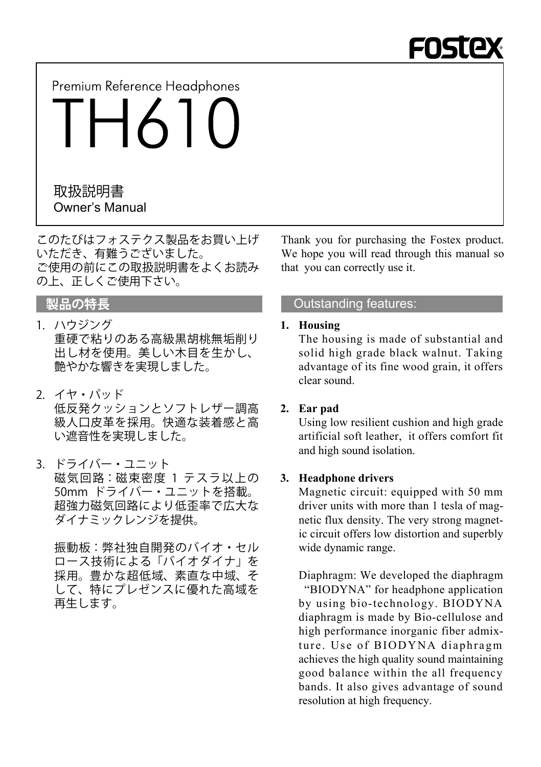FOSTEX

Premium Reference Headphones

# TH610

取扱説明書
Owner's Manual

このたびはフォステクス製品をお買い上げいただき、有難うございました。
ご使用の前にこの取扱説明書をよくお読みの上、正しくご使用下さい。

## 製品の特長

1. ハウジング
   重硬で粘りのある高級黒胡桃無垢削り出し材を使用。美しい木目を生かし、艶やかな響きを実現しました。

2. イヤ・パッド
   低反発クッションとソフトレザー調高級人口皮革を採用。快適な装着感と高い遮音性を実現しました。

3. ドライバー・ユニット
   磁気回路：磁束密度 1 テスラ以上の 50mm ドライバー・ユニットを搭載。超強力磁気回路により低歪率で広大なダイナミックレンジを提供。

   振動板：弊社独自開発のバイオ・セルロース技術による「バイオダイナ」を採用。豊かな超低域、素直な中域、そして、特にプレゼンスに優れた高域を再生します。

Thank you for purchasing the Fostex product. We hope you will read through this manual so that you can correctly use it.

## Outstanding features:

1. **Housing**
   The housing is made of substantial and solid high grade black walnut. Taking advantage of its fine wood grain, it offers clear sound.

2. **Ear pad**
   Using low resilient cushion and high grade artificial soft leather, it offers comfort fit and high sound isolation.

3. **Headphone drivers**
   Magnetic circuit: equipped with 50 mm driver units with more than 1 tesla of magnetic flux density. The very strong magnetic circuit offers low distortion and superbly wide dynamic range.

   Diaphragm: We developed the diaphragm "BIODYNA" for headphone application by using bio-technology. BIODYNA diaphragm is made by Bio-cellulose and high performance inorganic fiber admixture. Use of BIODYNA diaphragm achieves the high quality sound maintaining good balance within the all frequency bands. It also gives advantage of sound resolution at high frequency.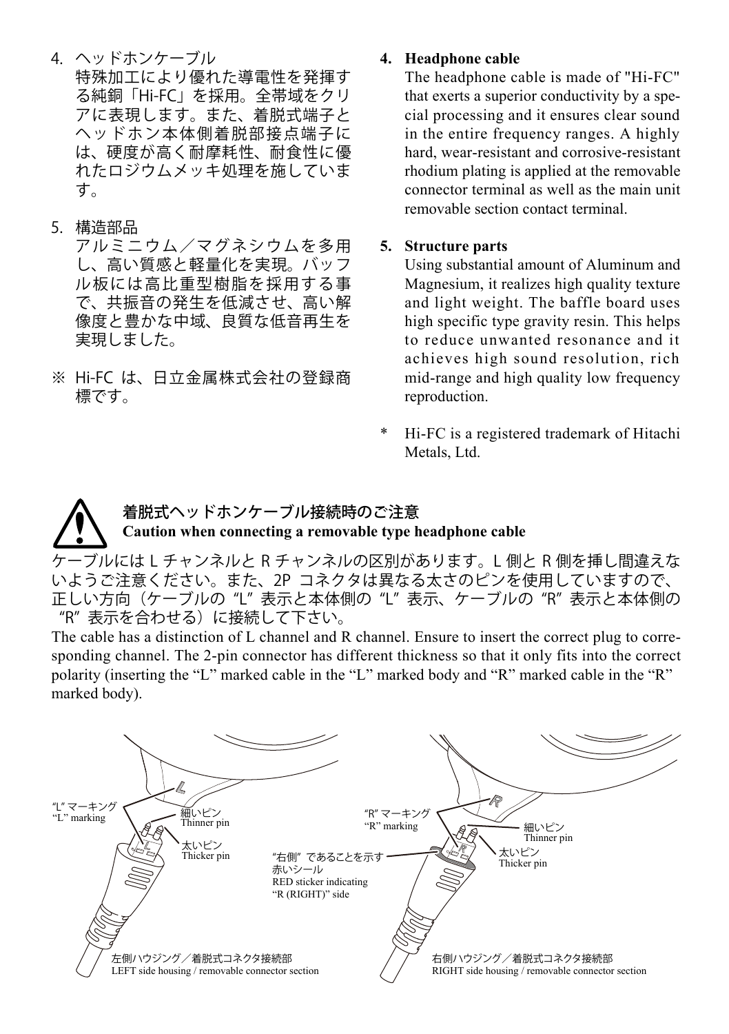4. ヘッドホンケーブル
   特殊加工により優れた導電性を発揮する純銅「Hi-FC」を採用。全帯域をクリアに表現します。また、着脱式端子とヘッドホン本体側着脱部接点端子には、硬度が高く耐摩耗性、耐食性に優れたロジウムメッキ処理を施しています。

5. 構造部品
   アルミニウム／マグネシウムを多用し、高い質感と軽量化を実現。バッフル板には高比重型樹脂を採用する事で、共振音の発生を低減させ、高い解像度と豊かな中域、良質な低音再生を実現しました。

※ Hi-FC は、日立金属株式会社の登録商標です。

4. **Headphone cable**
   The headphone cable is made of "Hi-FC" that exerts a superior conductivity by a special processing and it ensures clear sound in the entire frequency ranges. A highly hard, wear-resistant and corrosive-resistant rhodium plating is applied at the removable connector terminal as well as the main unit removable section contact terminal.

5. **Structure parts**
   Using substantial amount of Aluminum and Magnesium, it realizes high quality texture and light weight. The baffle board uses high specific type gravity resin. This helps to reduce unwanted resonance and it achieves high sound resolution, rich mid-range and high quality low frequency reproduction.

\* Hi-FC is a registered trademark of Hitachi Metals, Ltd.

## 着脱式ヘッドホンケーブル接続時のご注意
## Caution when connecting a removable type headphone cable

ケーブルには L チャンネルと R チャンネルの区別があります。L 側と R 側を挿し間違えないようご注意ください。また、2P コネクタは異なる太さのピンを使用していますので、正しい方向（ケーブルの "L" 表示と本体側の "L" 表示、ケーブルの "R" 表示と本体側の "R" 表示を合わせる）に接続して下さい。

The cable has a distinction of L channel and R channel. Ensure to insert the correct plug to corresponding channel. The 2-pin connector has different thickness so that it only fits into the correct polarity (inserting the "L" marked cable in the "L" marked body and "R" marked cable in the "R" marked body).

"L" マーキング
"L" marking

細いピン
Thinner pin

太いピン
Thicker pin

左側ハウジング／着脱式コネクタ接続部
LEFT side housing / removable connector section

"R" マーキング
"R" marking

"右側" であることを示す赤いシール
RED sticker indicating "R (RIGHT)" side

細いピン
Thinner pin

太いピン
Thicker pin

右側ハウジング／着脱式コネクタ接続部
RIGHT side housing / removable connector section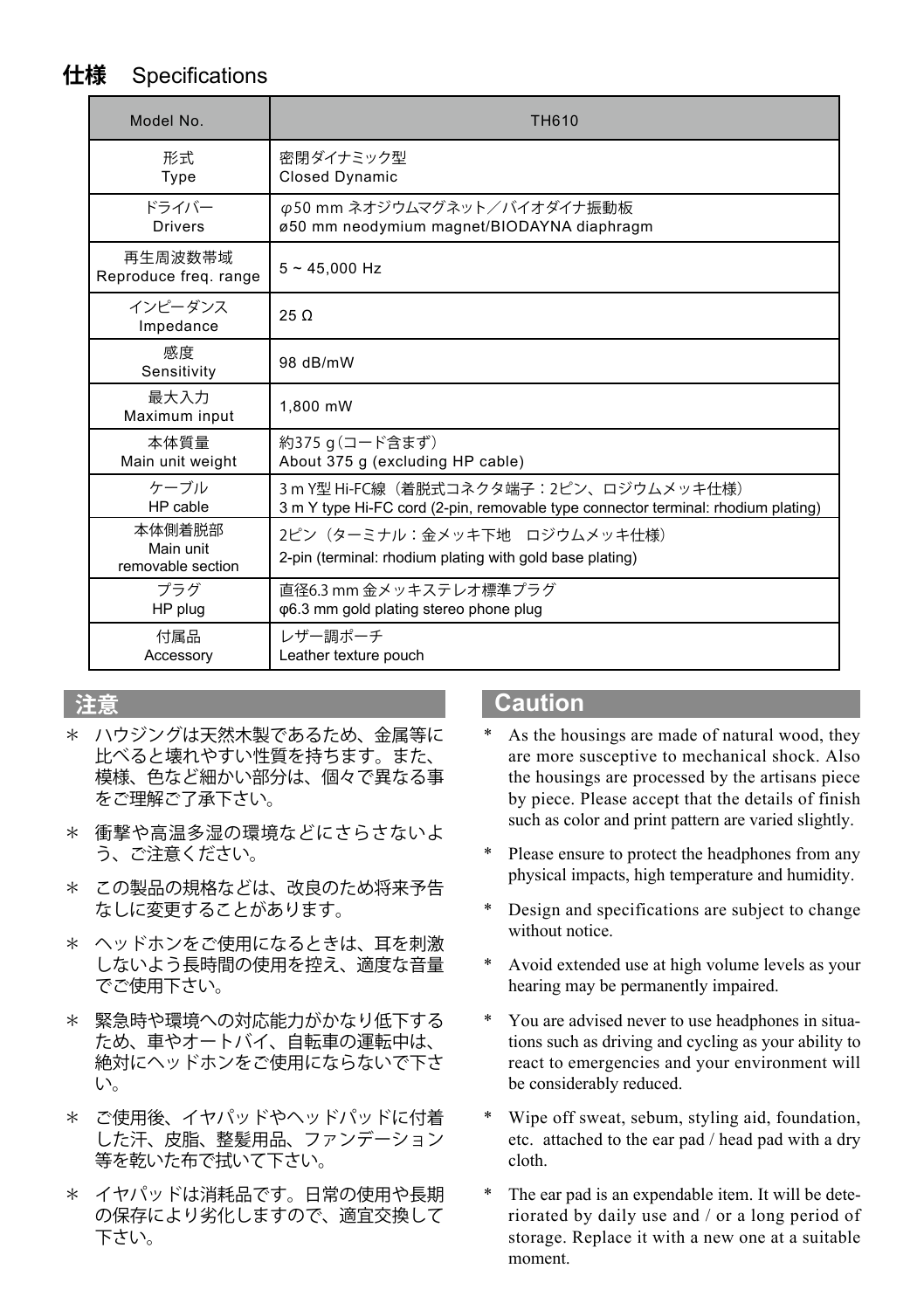## 仕様　Specifications

| Model No. | TH610 |
| --- | --- |
| 形式<br>Type | 密閉ダイナミック型<br>Closed Dynamic |
| ドライバー<br>Drivers | φ50 mm ネオジウムマグネット／バイオダイナ振動板<br>ø50 mm neodymium magnet/BIODAYNA diaphragm |
| 再生周波数帯域<br>Reproduce freq. range | 5 ~ 45,000 Hz |
| インピーダンス<br>Impedance | 25 Ω |
| 感度<br>Sensitivity | 98 dB/mW |
| 最大入力<br>Maximum input | 1,800 mW |
| 本体質量<br>Main unit weight | 約375 g（コード含まず）<br>About 375 g (excluding HP cable) |
| ケーブル<br>HP cable | 3 m Y型 Hi-FC線（着脱式コネクタ端子：2ピン、ロジウムメッキ仕様）<br>3 m Y type Hi-FC cord (2-pin, removable type connector terminal: rhodium plating) |
| 本体側着脱部<br>Main unit removable section | 2ピン（ターミナル：金メッキ下地　ロジウムメッキ仕様）<br>2-pin (terminal: rhodium plating with gold base plating) |
| プラグ<br>HP plug | 直径6.3 mm 金メッキステレオ標準プラグ<br>φ6.3 mm gold plating stereo phone plug |
| 付属品<br>Accessory | レザー調ポーチ<br>Leather texture pouch |

## 注意

＊ ハウジングは天然木製であるため、金属等に比べると壊れやすい性質を持ちます。また、模様、色など細かい部分は、個々で異なる事をご理解ご了承下さい。

＊ 衝撃や高温多湿の環境などにさらさないよう、ご注意ください。

＊ この製品の規格などは、改良のため将来予告なしに変更することがあります。

＊ ヘッドホンをご使用になるときは、耳を刺激しないよう長時間の使用を控え、適度な音量でご使用下さい。

＊ 緊急時や環境への対応能力がかなり低下するため、車やオートバイ、自転車の運転中は、絶対にヘッドホンをご使用にならないで下さい。

＊ ご使用後、イヤパッドやヘッドパッドに付着した汗、皮脂、整髪用品、ファンデーション等を乾いた布で拭いて下さい。

＊ イヤパッドは消耗品です。日常の使用や長期の保存により劣化しますので、適宜交換して下さい。

## Caution

* As the housings are made of natural wood, they are more susceptive to mechanical shock. Also the housings are processed by the artisans piece by piece. Please accept that the details of finish such as color and print pattern are varied slightly.

* Please ensure to protect the headphones from any physical impacts, high temperature and humidity.

* Design and specifications are subject to change without notice.

* Avoid extended use at high volume levels as your hearing may be permanently impaired.

* You are advised never to use headphones in situations such as driving and cycling as your ability to react to emergencies and your environment will be considerably reduced.

* Wipe off sweat, sebum, styling aid, foundation, etc. attached to the ear pad / head pad with a dry cloth.

* The ear pad is an expendable item. It will be deteriorated by daily use and / or a long period of storage. Replace it with a new one at a suitable moment.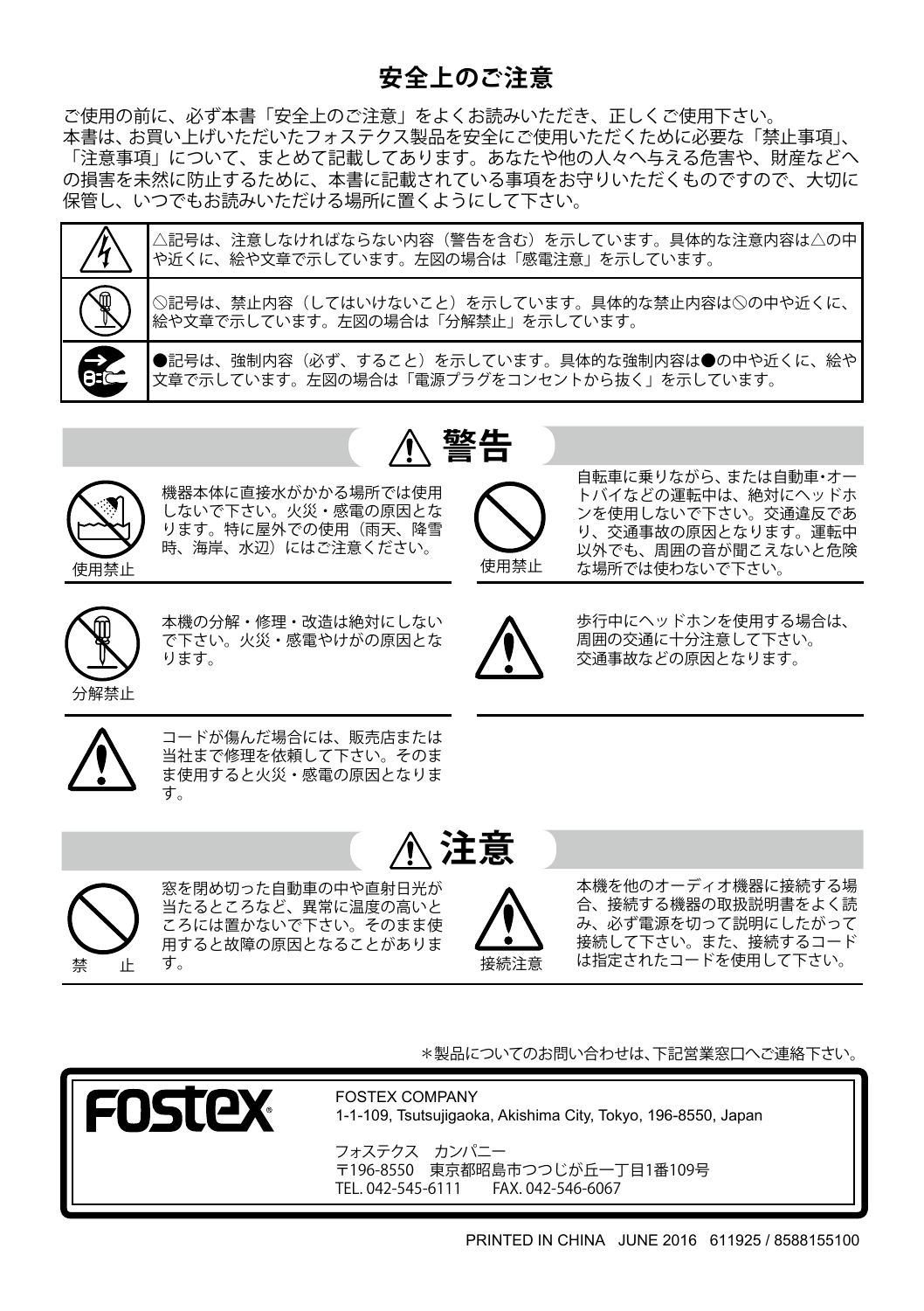# 安全上のご注意

ご使用の前に、必ず本書「安全上のご注意」をよくお読みいただき、正しくご使用下さい。
本書は、お買い上げいただいたフォステクス製品を安全にご使用いただくために必要な「禁止事項」、「注意事項」について、まとめて記載してあります。あなたや他の人々へ与える危害や、財産などへの損害を未然に防止するために、本書に記載されている事項をお守りいただくものですので、大切に保管し、いつでもお読みいただける場所に置くようにして下さい。

| | |
|---|---|
| | △記号は、注意しなければならない内容（警告を含む）を示しています。具体的な注意内容は△の中や近くに、絵や文章で示しています。左図の場合は「感電注意」を示しています。 |
| | ⃠記号は、禁止内容（してはいけないこと）を示しています。具体的な禁止内容は⃠の中や近くに、絵や文章で示しています。左図の場合は「分解禁止」を示しています。 |
| | ●記号は、強制内容（必ず、すること）を示しています。具体的な強制内容は●の中や近くに、絵や文章で示しています。左図の場合は「電源プラグをコンセントから抜く」を示しています。 |

## ⚠ 警告

使用禁止

機器本体に直接水がかかる場所では使用しないで下さい。火災・感電の原因となります。特に屋外での使用（雨天、降雪時、海岸、水辺）にはご注意ください。

分解禁止

本機の分解・修理・改造は絶対にしないで下さい。火災・感電やけがの原因となります。

コードが傷んだ場合には、販売店または当社まで修理を依頼して下さい。そのまま使用すると火災・感電の原因となります。

使用禁止

自転車に乗りながら、または自動車・オートバイなどの運転中は、絶対にヘッドホンを使用しないで下さい。交通違反であり、交通事故の原因となります。運転中以外でも、周囲の音が聞こえないと危険な場所では使わないで下さい。

歩行中にヘッドホンを使用する場合は、周囲の交通に十分注意して下さい。交通事故などの原因となります。

## ⚠ 注意

禁　止

窓を閉め切った自動車の中や直射日光が当たるところなど、異常に温度の高いところには置かないで下さい。そのまま使用すると故障の原因となることがあります。

接続注意

本機を他のオーディオ機器に接続する場合、接続する機器の取扱説明書をよく読み、必ず電源を切って説明にしたがって接続して下さい。また、接続するコードは指定されたコードを使用して下さい。

＊製品についてのお問い合わせは、下記営業窓口へご連絡下さい。

**FOSTEX**

FOSTEX COMPANY
1-1-109, Tsutsujigaoka, Akishima City, Tokyo, 196-8550, Japan

フォステクス　カンパニー
〒196-8550　東京都昭島市つつじが丘一丁目1番109号
TEL. 042-545-6111　　FAX. 042-546-6067

PRINTED IN CHINA　JUNE 2016　611925 / 8588155100